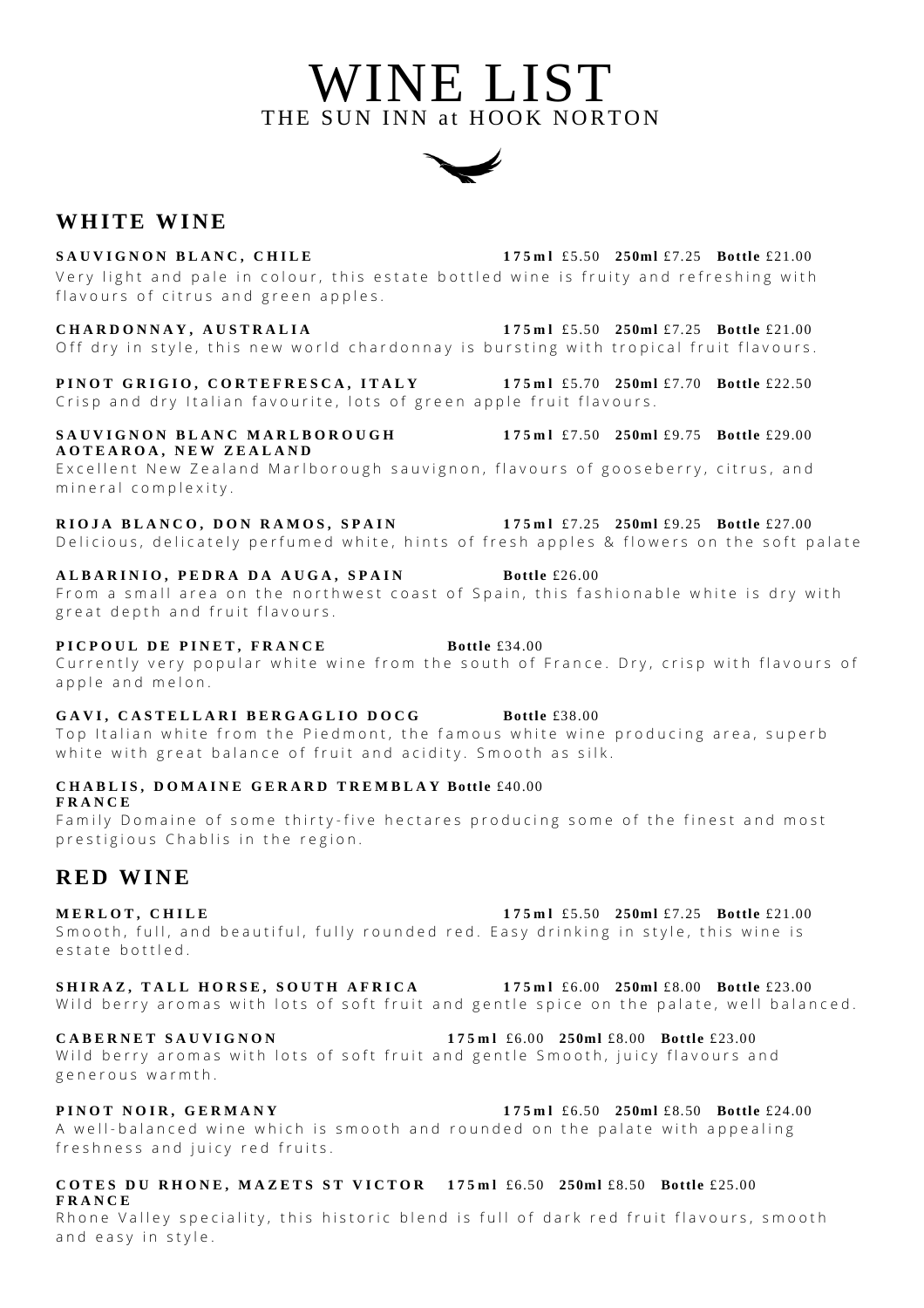# WINE LIST

THE SUN INN at HOOK NORTON

## WHITE WINE

**SAUVIGNON BLANC, CHILE** **175ml** £5.50 **250ml** £7.25 **Bottle** £21.00

Very light and pale in colour, this estate bottled wine is fruity and refreshing with flavours of citrus and green apples.

**CHARDONNAY, AUSTRALIA** **175ml** £5.50 **250ml** £7.25 **Bottle** £21.00

Off dry in style, this new world chardonnay is bursting with tropical fruit flavours.

**PINOT GRIGIO, CORTEFRESCA, ITALY** **175ml** £5.70 **250ml** £7.70 **Bottle** £22.50

Crisp and dry Italian favourite, lots of green apple fruit flavours.

**SAUVIGNON BLANC MARLBOROUGH AOTEAROA, NEW ZEALAND** **175ml** £7.50 **250ml** £9.75 **Bottle** £29.00

Excellent New Zealand Marlborough sauvignon, flavours of gooseberry, citrus, and mineral complexity.

**RIOJA BLANCO, DON RAMOS, SPAIN** **175ml** £7.25 **250ml** £9.25 **Bottle** £27.00

Delicious, delicately perfumed white, hints of fresh apples & flowers on the soft palate

**ALBARINIO, PEDRA DA AUGA, SPAIN** **Bottle** £26.00

From a small area on the northwest coast of Spain, this fashionable white is dry with great depth and fruit flavours.

**PICPOUL DE PINET, FRANCE** **Bottle** £34.00

Currently very popular white wine from the south of France. Dry, crisp with flavours of apple and melon.

**GAVI, CASTELLARI BERGAGLIO DOCG** **Bottle** £38.00

Top Italian white from the Piedmont, the famous white wine producing area, superb white with great balance of fruit and acidity. Smooth as silk.

**CHABLIS, DOMAINE GERARD TREMBLAY FRANCE** **Bottle** £40.00

Family Domaine of some thirty-five hectares producing some of the finest and most prestigious Chablis in the region.

## RED WINE

**MERLOT, CHILE** **175ml** £5.50 **250ml** £7.25 **Bottle** £21.00

Smooth, full, and beautiful, fully rounded red. Easy drinking in style, this wine is estate bottled.

**SHIRAZ, TALL HORSE, SOUTH AFRICA** **175ml** £6.00 **250ml** £8.00 **Bottle** £23.00

Wild berry aromas with lots of soft fruit and gentle spice on the palate, well balanced.

**CABERNET SAUVIGNON** **175ml** £6.00 **250ml** £8.00 **Bottle** £23.00

Wild berry aromas with lots of soft fruit and gentle Smooth, juicy flavours and generous warmth.

**PINOT NOIR, GERMANY** **175ml** £6.50 **250ml** £8.50 **Bottle** £24.00

A well-balanced wine which is smooth and rounded on the palate with appealing freshness and juicy red fruits.

**COTES DU RHONE, MAZETS ST VICTOR FRANCE** **175ml** £6.50 **250ml** £8.50 **Bottle** £25.00

Rhone Valley speciality, this historic blend is full of dark red fruit flavours, smooth and easy in style.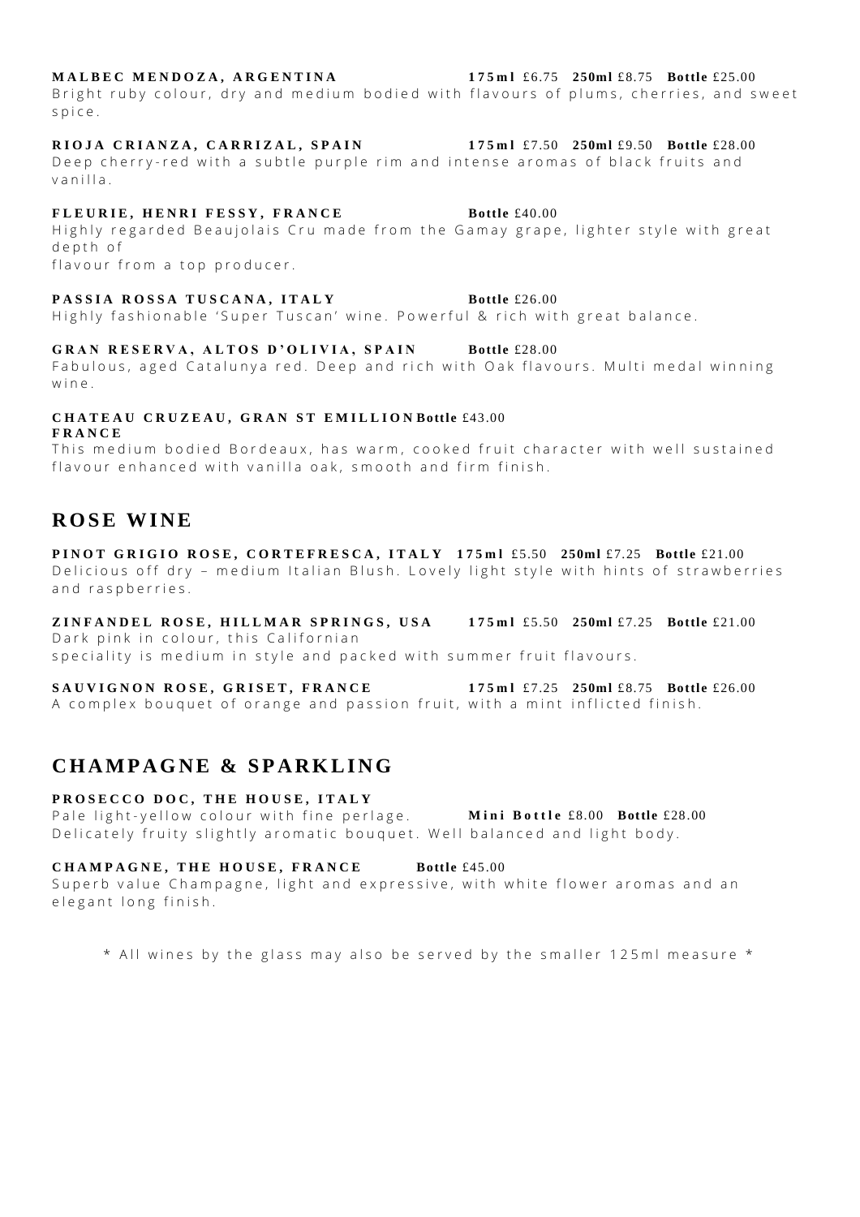**MALBEC MENDOZA, ARGENTINA** **175ml** £6.75 **250ml** £8.75 **Bottle** £25.00
Bright ruby colour, dry and medium bodied with flavours of plums, cherries, and sweet spice.

**RIOJA CRIANZA, CARRIZAL, SPAIN** **175ml** £7.50 **250ml** £9.50 **Bottle** £28.00
Deep cherry-red with a subtle purple rim and intense aromas of black fruits and vanilla.

**FLEURIE, HENRI FESSY, FRANCE** **Bottle** £40.00
Highly regarded Beaujolais Cru made from the Gamay grape, lighter style with great depth of
flavour from a top producer.

**PASSIA ROSSA TUSCANA, ITALY** **Bottle** £26.00
Highly fashionable 'Super Tuscan' wine. Powerful & rich with great balance.

**GRAN RESERVA, ALTOS D'OLIVIA, SPAIN** **Bottle** £28.00
Fabulous, aged Catalunya red. Deep and rich with Oak flavours. Multi medal winning wine.

**CHATEAU CRUZEAU, GRAN ST EMILLION FRANCE** **Bottle** £43.00
This medium bodied Bordeaux, has warm, cooked fruit character with well sustained flavour enhanced with vanilla oak, smooth and firm finish.

## ROSE WINE

**PINOT GRIGIO ROSE, CORTEFRESCA, ITALY** **175ml** £5.50 **250ml** £7.25 **Bottle** £21.00
Delicious off dry – medium Italian Blush. Lovely light style with hints of strawberries and raspberries.

**ZINFANDEL ROSE, HILLMAR SPRINGS, USA** **175ml** £5.50 **250ml** £7.25 **Bottle** £21.00
Dark pink in colour, this Californian
speciality is medium in style and packed with summer fruit flavours.

**SAUVIGNON ROSE, GRISET, FRANCE** **175ml** £7.25 **250ml** £8.75 **Bottle** £26.00
A complex bouquet of orange and passion fruit, with a mint inflicted finish.

## CHAMPAGNE & SPARKLING

**PROSECCO DOC, THE HOUSE, ITALY**
Pale light-yellow colour with fine perlage. **Mini Bottle** £8.00 **Bottle** £28.00
Delicately fruity slightly aromatic bouquet. Well balanced and light body.

**CHAMPAGNE, THE HOUSE, FRANCE** **Bottle** £45.00
Superb value Champagne, light and expressive, with white flower aromas and an elegant long finish.

* All wines by the glass may also be served by the smaller 125ml measure *